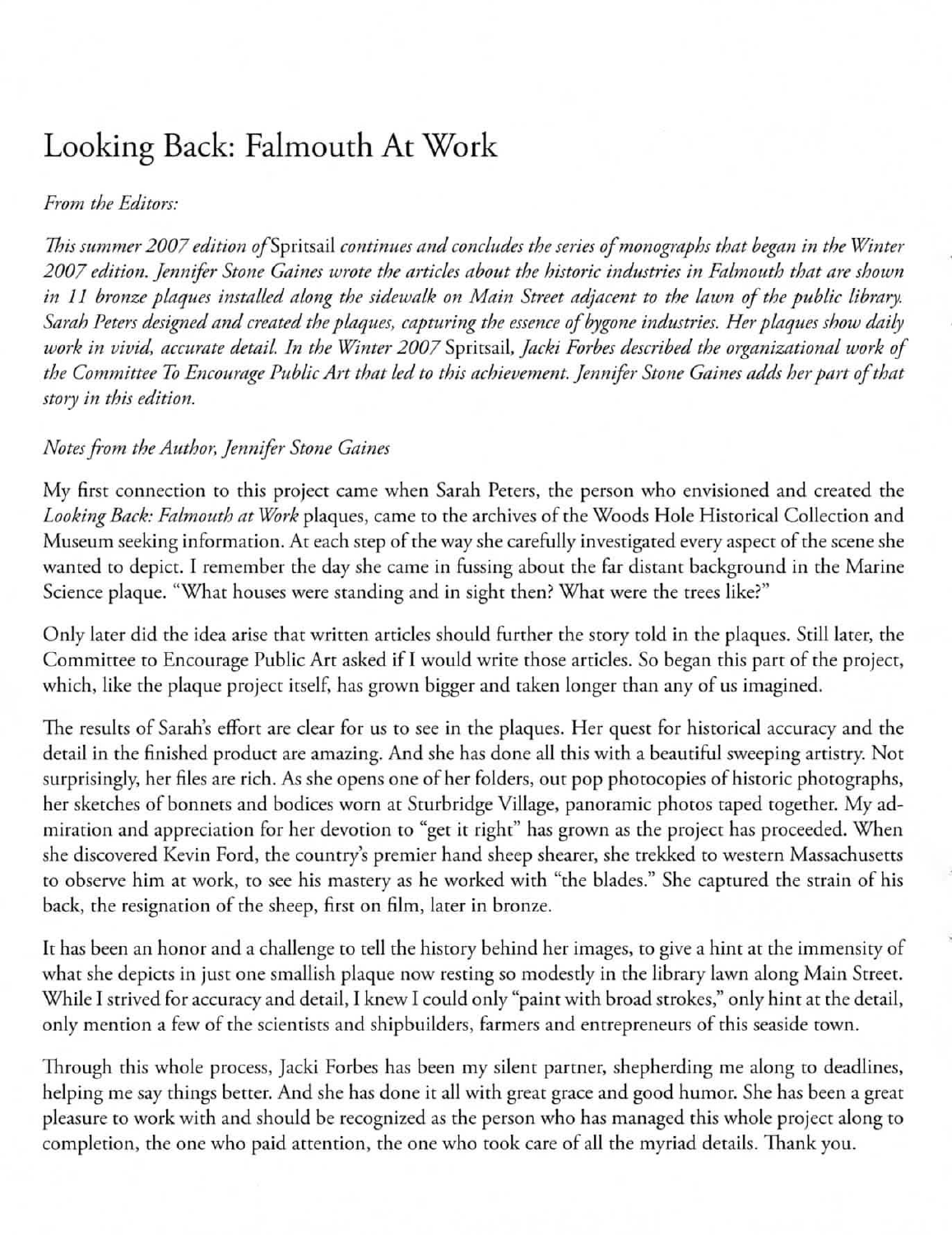# Looking Back: Falmouth At Work

*From the Editors:*

*This summer 2007 edition of* Spritsail *continues and concludes the series of monographs that began in the Winter 2007 edition. Jennifer Stone Gaines wrote the articles about the historic industries in Falmouth that are shown in 11 bronze plaques installed along the sidewalk on Main Street adjacent to the lawn of the public library. Sarah Peters designed and created the plaques, capturing the essence of bygone industries. Her plaques show daily work in vivid, accurate detail. In the Winter 2007* Spritsail, *Jacki Forbes described the organizational work of the Committee To Encourage Public Art that led to this achievement. Jennifer Stone Gaines adds her part of that story in this edition.*

*Notes from the Author, Jennifer Stone Gaines*

My first connection to this project came when Sarah Peters, the person who envisioned and created the *Looking Back: Falmouth at Work* plaques, came to the archives of the Woods Hole Historical Collection and Museum seeking information. At each step of the way she carefully investigated every aspect of the scene she wanted to depict. I remember the day she came in fussing about the far distant background in the Marine Science plaque. "What houses were standing and in sight then? What were the trees like?"

Only later did the idea arise that written articles should further the story told in the plaques. Still later, the Committee to Encourage Public Art asked if I would write those articles. So began this part of the project, which, like the plaque project itself, has grown bigger and taken longer than any of us imagined.

The results of Sarah's effort are clear for us to see in the plaques. Her quest for historical accuracy and the detail in the finished product are amazing. And she has done all this with a beautiful sweeping artistry. Not surprisingly, her files are rich. As she opens one of her folders, out pop photocopies of historic photographs, her sketches of bonnets and bodices worn at Sturbridge Village, panoramic photos taped together. My admiration and appreciation for her devotion to "get it right" has grown as the project has proceeded. When she discovered Kevin Ford, the country's premier hand sheep shearer, she trekked to western Massachusetts to observe him at work, to see his mastery as he worked with "the blades." She captured the strain of his back, the resignation of the sheep, first on film, later in bronze.

It has been an honor and a challenge to tell the history behind her images, to give a hint at the immensity of what she depicts in just one smallish plaque now resting so modestly in the library lawn along Main Street. While I strived for accuracy and detail, I knew I could only "paint with broad strokes," only hint at the detail, only mention a few of the scientists and shipbuilders, farmers and entrepreneurs of this seaside town.

Through this whole process, Jacki Forbes has been my silent partner, shepherding me along to deadlines, helping me say things better. And she has done it all with great grace and good humor. She has been a great pleasure to work with and should be recognized as the person who has managed this whole project along to completion, the one who paid attention, the one who took care of all the myriad details. Thank you.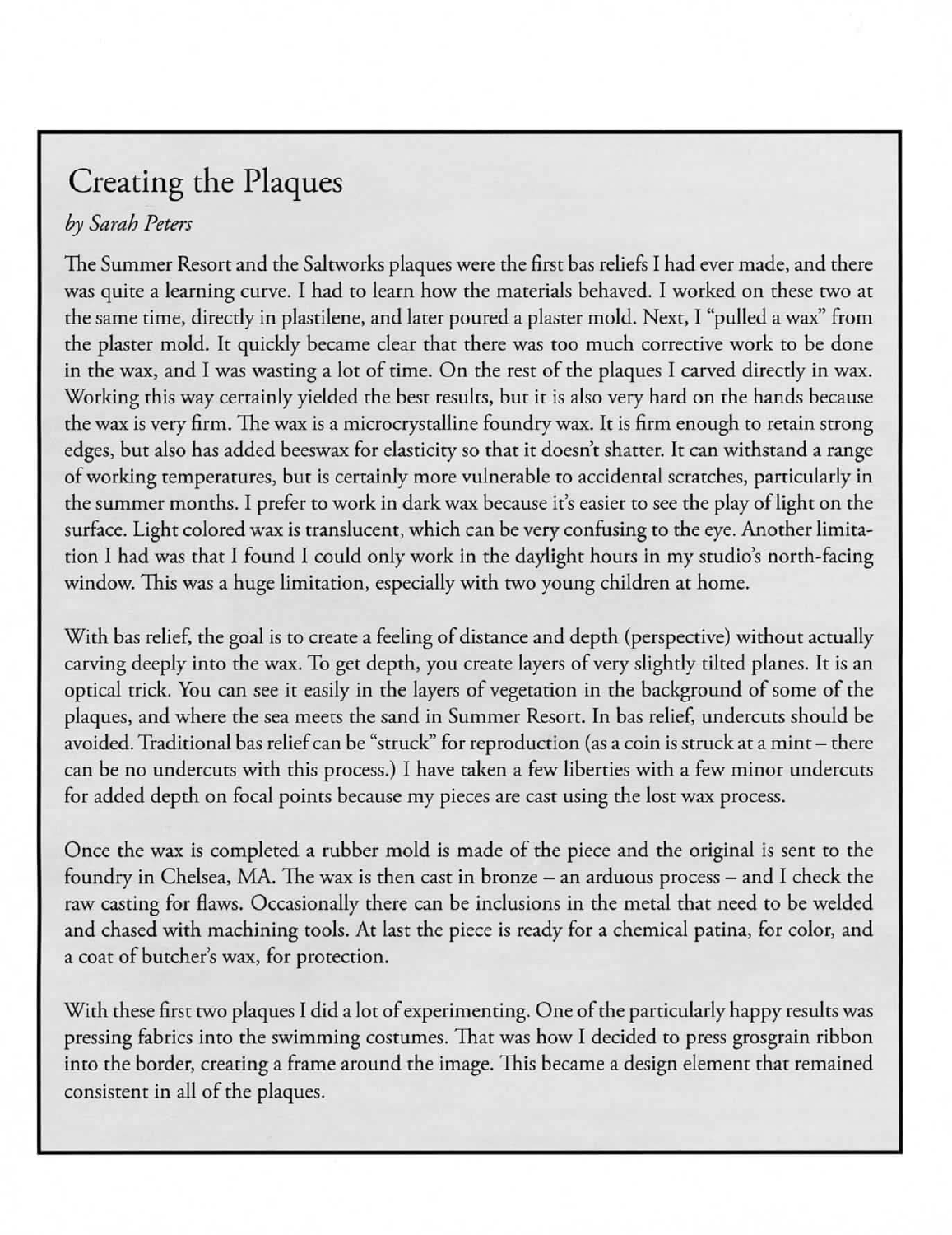## Creating the Plaques

*by Sarah Peters*

The Summer Resort and the Saltworks plaques were the first bas reliefs I had ever made, and there was quite a learning curve. I had to learn how the materials behaved. I worked on these two at the same time, directly in plastilene, and later poured a plaster mold. Next, I "pulled a wax" from the plaster mold. It quickly became clear that there was too much corrective work to be done in the wax, and I was wasting a lot of time. On the rest of the plaques I carved directly in wax. Working this way certainly yielded the best results, but it is also very hard on the hands because the wax is very firm. The wax is a microcrystalline foundry wax. It is firm enough to retain strong edges, but also has added beeswax for elasticity so that it doesn't shatter. It can withstand a range of working temperatures, but is certainly more vulnerable to accidental scratches, particularly in the summer months. I prefer to work in dark wax because it's easier to see the play of light on the surface. Light colored wax is translucent, which can be very confusing to the eye. Another limitation I had was that I found I could only work in the daylight hours in my studio's north-facing window. This was a huge limitation, especially with two young children at home.

With bas relief, the goal is to create a feeling of distance and depth (perspective) without actually carving deeply into the wax. To get depth, you create layers of very slightly tilted planes. It is an optical trick. You can see it easily in the layers of vegetation in the background of some of the plaques, and where the sea meets the sand in Summer Resort. In bas relief, undercuts should be avoided. Traditional bas relief can be "struck" for reproduction (as a coin is struck at a mint – there can be no undercuts with this process.) I have taken a few liberties with a few minor undercuts for added depth on focal points because my pieces are cast using the lost wax process.

Once the wax is completed a rubber mold is made of the piece and the original is sent to the foundry in Chelsea, MA. The wax is then cast in bronze – an arduous process – and I check the raw casting for flaws. Occasionally there can be inclusions in the metal that need to be welded and chased with machining tools. At last the piece is ready for a chemical patina, for color, and a coat of butcher's wax, for protection.

With these first two plaques I did a lot of experimenting. One of the particularly happy results was pressing fabrics into the swimming costumes. That was how I decided to press grosgrain ribbon into the border, creating a frame around the image. This became a design element that remained consistent in all of the plaques.